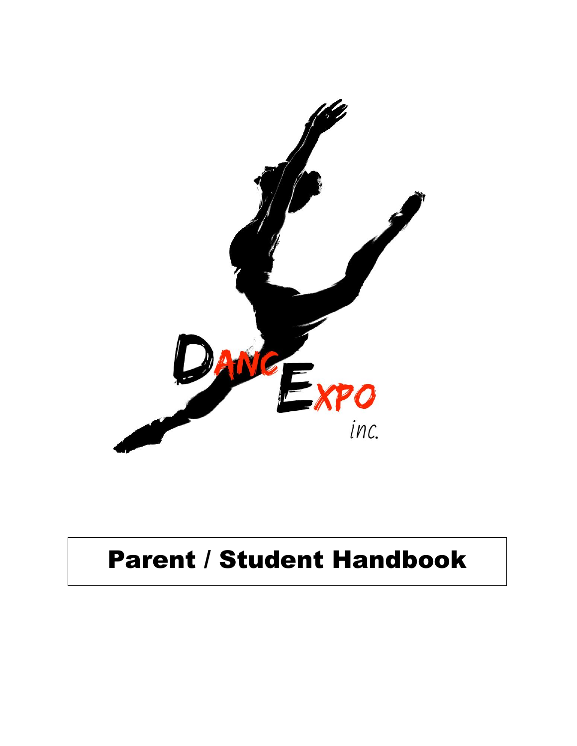DANCE EXPO inc.

# Parent / Student Handbook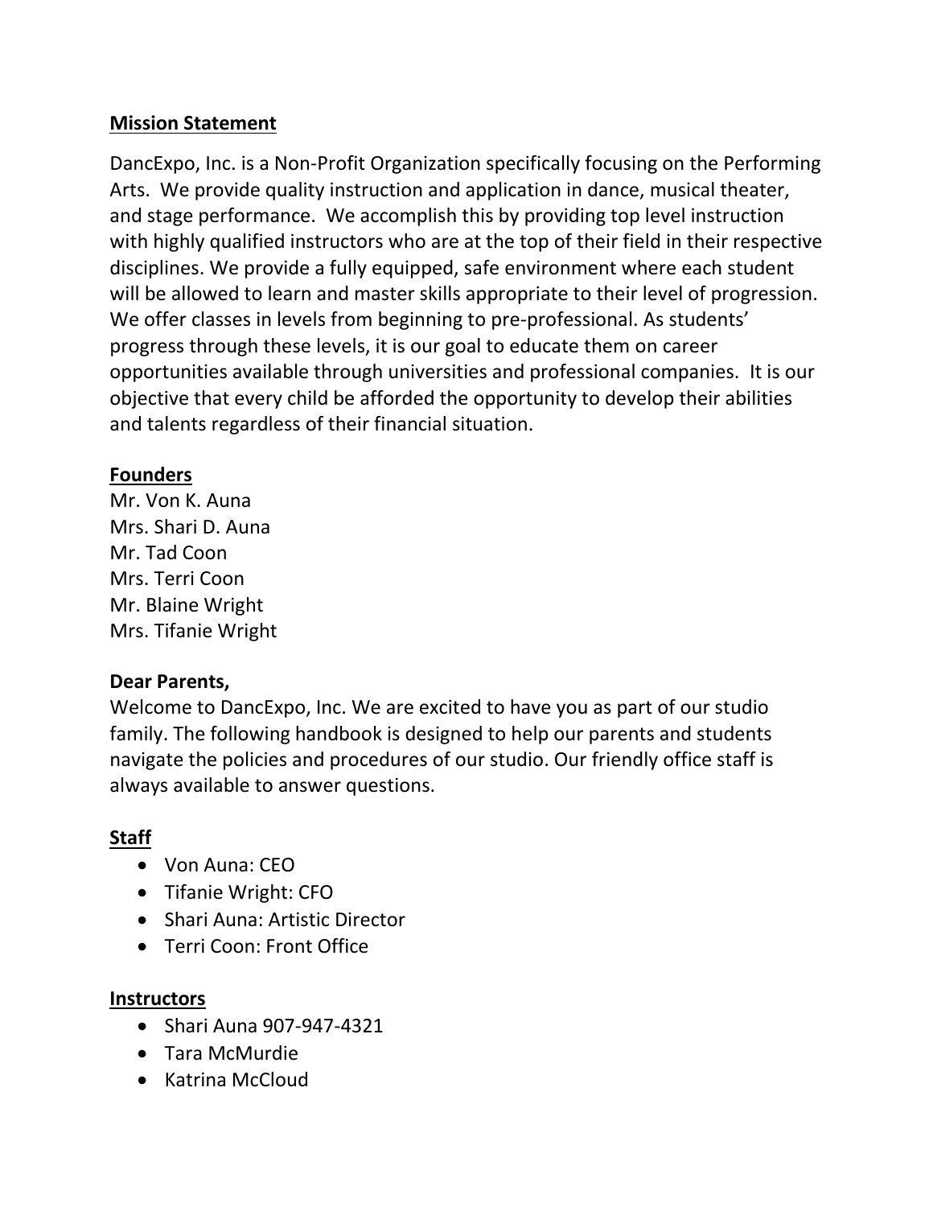## Mission Statement

DancExpo, Inc. is a Non-Profit Organization specifically focusing on the Performing Arts. We provide quality instruction and application in dance, musical theater, and stage performance. We accomplish this by providing top level instruction with highly qualified instructors who are at the top of their field in their respective disciplines. We provide a fully equipped, safe environment where each student will be allowed to learn and master skills appropriate to their level of progression. We offer classes in levels from beginning to pre-professional. As students' progress through these levels, it is our goal to educate them on career opportunities available through universities and professional companies. It is our objective that every child be afforded the opportunity to develop their abilities and talents regardless of their financial situation.

## Founders

Mr. Von K. Auna
Mrs. Shari D. Auna
Mr. Tad Coon
Mrs. Terri Coon
Mr. Blaine Wright
Mrs. Tifanie Wright

**Dear Parents,**

Welcome to DancExpo, Inc. We are excited to have you as part of our studio family. The following handbook is designed to help our parents and students navigate the policies and procedures of our studio. Our friendly office staff is always available to answer questions.

## Staff

- Von Auna: CEO
- Tifanie Wright: CFO
- Shari Auna: Artistic Director
- Terri Coon: Front Office

## Instructors

- Shari Auna 907-947-4321
- Tara McMurdie
- Katrina McCloud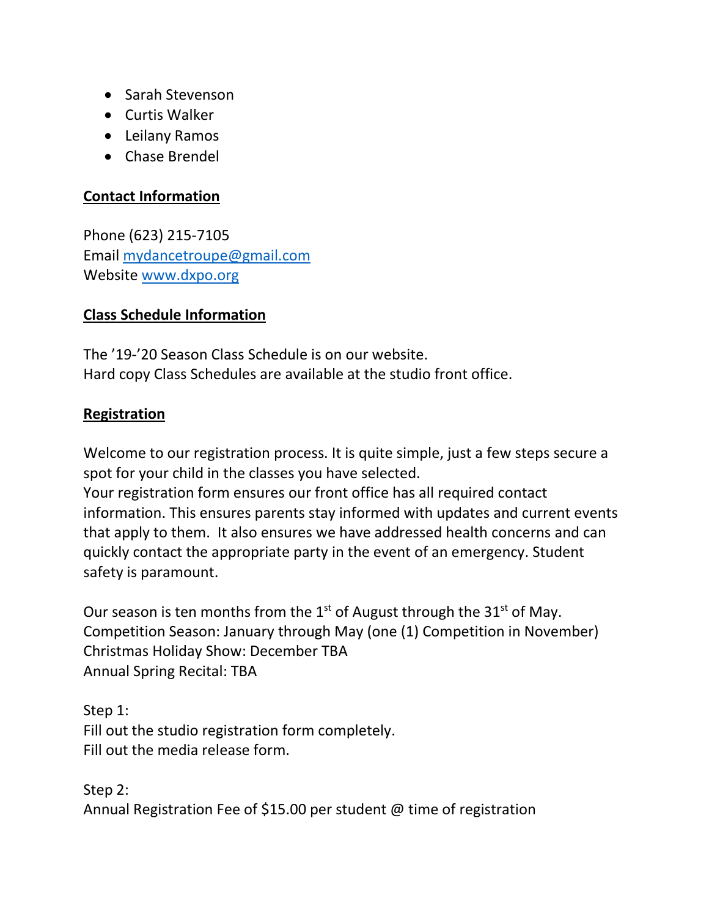- Sarah Stevenson
- Curtis Walker
- Leilany Ramos
- Chase Brendel

**Contact Information**

Phone (623) 215-7105
Email mydancetroupe@gmail.com
Website www.dxpo.org

**Class Schedule Information**

The '19-'20 Season Class Schedule is on our website.
Hard copy Class Schedules are available at the studio front office.

**Registration**

Welcome to our registration process. It is quite simple, just a few steps secure a spot for your child in the classes you have selected.
Your registration form ensures our front office has all required contact information. This ensures parents stay informed with updates and current events that apply to them. It also ensures we have addressed health concerns and can quickly contact the appropriate party in the event of an emergency. Student safety is paramount.

Our season is ten months from the 1st of August through the 31st of May.
Competition Season: January through May (one (1) Competition in November)
Christmas Holiday Show: December TBA
Annual Spring Recital: TBA

Step 1:
Fill out the studio registration form completely.
Fill out the media release form.

Step 2:
Annual Registration Fee of $15.00 per student @ time of registration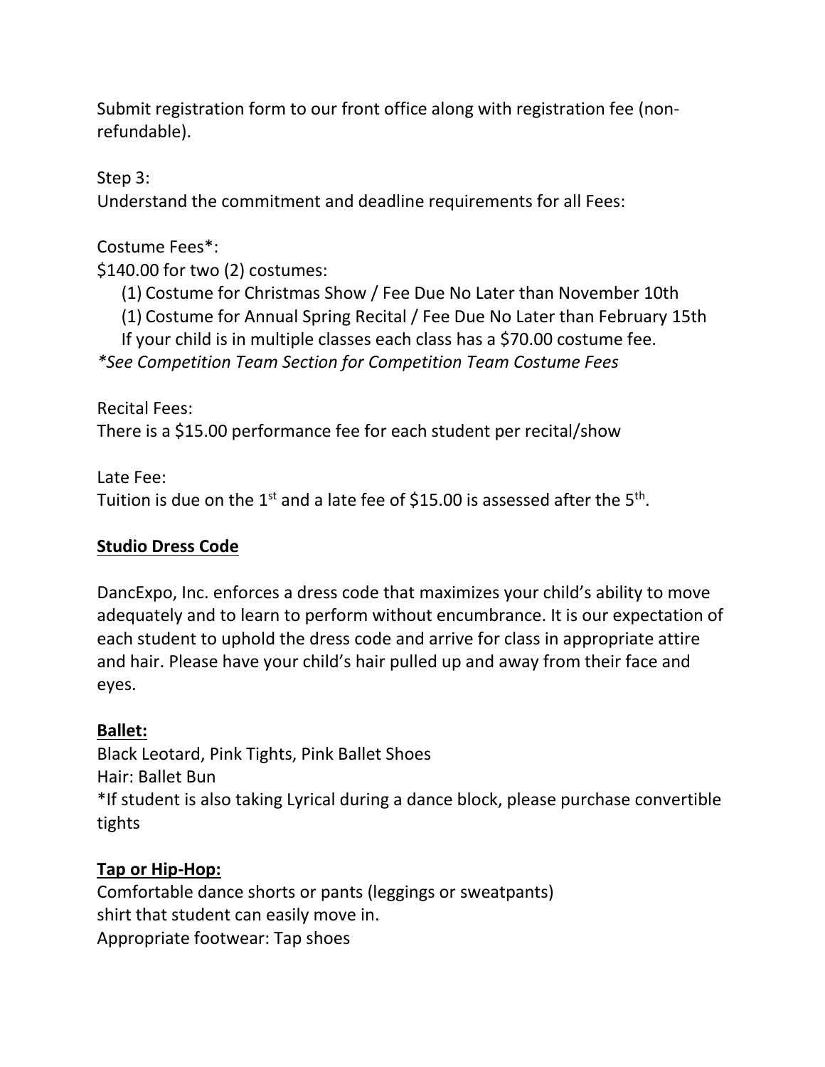Submit registration form to our front office along with registration fee (non-refundable).

Step 3:
Understand the commitment and deadline requirements for all Fees:

Costume Fees*:
$140.00 for two (2) costumes:

(1) Costume for Christmas Show / Fee Due No Later than November 10th
(1) Costume for Annual Spring Recital / Fee Due No Later than February 15th
If your child is in multiple classes each class has a $70.00 costume fee.

*\*See Competition Team Section for Competition Team Costume Fees*

Recital Fees:
There is a $15.00 performance fee for each student per recital/show

Late Fee:
Tuition is due on the 1st and a late fee of $15.00 is assessed after the 5th.

## Studio Dress Code

DancExpo, Inc. enforces a dress code that maximizes your child's ability to move adequately and to learn to perform without encumbrance. It is our expectation of each student to uphold the dress code and arrive for class in appropriate attire and hair. Please have your child's hair pulled up and away from their face and eyes.

### Ballet:

Black Leotard, Pink Tights, Pink Ballet Shoes
Hair: Ballet Bun
*If student is also taking Lyrical during a dance block, please purchase convertible tights

### Tap or Hip-Hop:

Comfortable dance shorts or pants (leggings or sweatpants)
shirt that student can easily move in.
Appropriate footwear: Tap shoes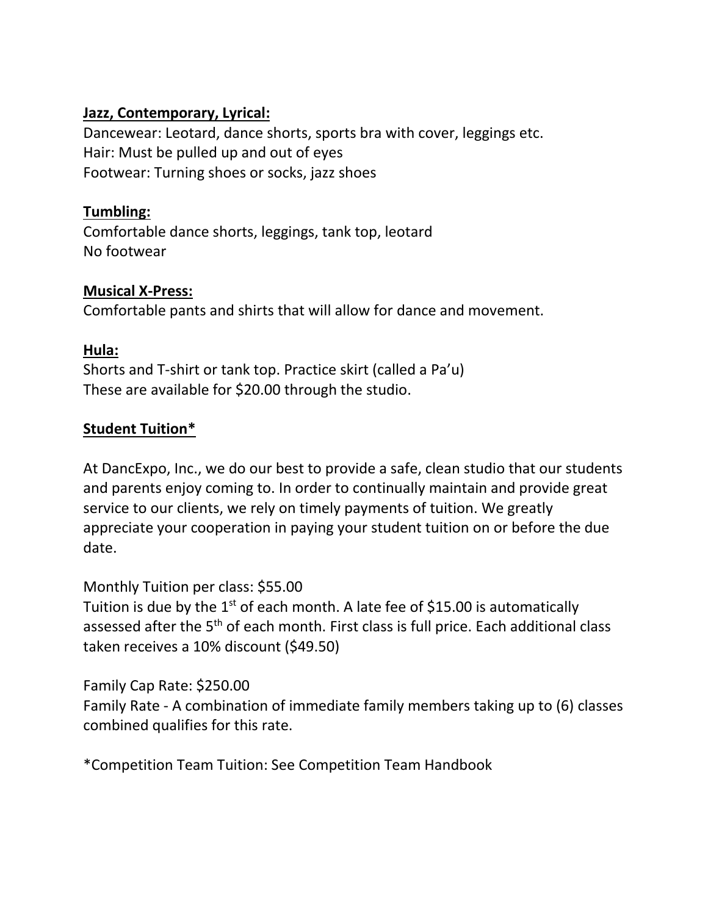**Jazz, Contemporary, Lyrical:**

Dancewear: Leotard, dance shorts, sports bra with cover, leggings etc.
Hair: Must be pulled up and out of eyes
Footwear: Turning shoes or socks, jazz shoes

**Tumbling:**

Comfortable dance shorts, leggings, tank top, leotard
No footwear

**Musical X-Press:**

Comfortable pants and shirts that will allow for dance and movement.

**Hula:**

Shorts and T-shirt or tank top. Practice skirt (called a Pa'u)
These are available for $20.00 through the studio.

**Student Tuition***

At DancExpo, Inc., we do our best to provide a safe, clean studio that our students and parents enjoy coming to. In order to continually maintain and provide great service to our clients, we rely on timely payments of tuition. We greatly appreciate your cooperation in paying your student tuition on or before the due date.

Monthly Tuition per class: $55.00
Tuition is due by the 1st of each month. A late fee of $15.00 is automatically assessed after the 5th of each month. First class is full price. Each additional class taken receives a 10% discount ($49.50)

Family Cap Rate: $250.00
Family Rate - A combination of immediate family members taking up to (6) classes combined qualifies for this rate.

*Competition Team Tuition: See Competition Team Handbook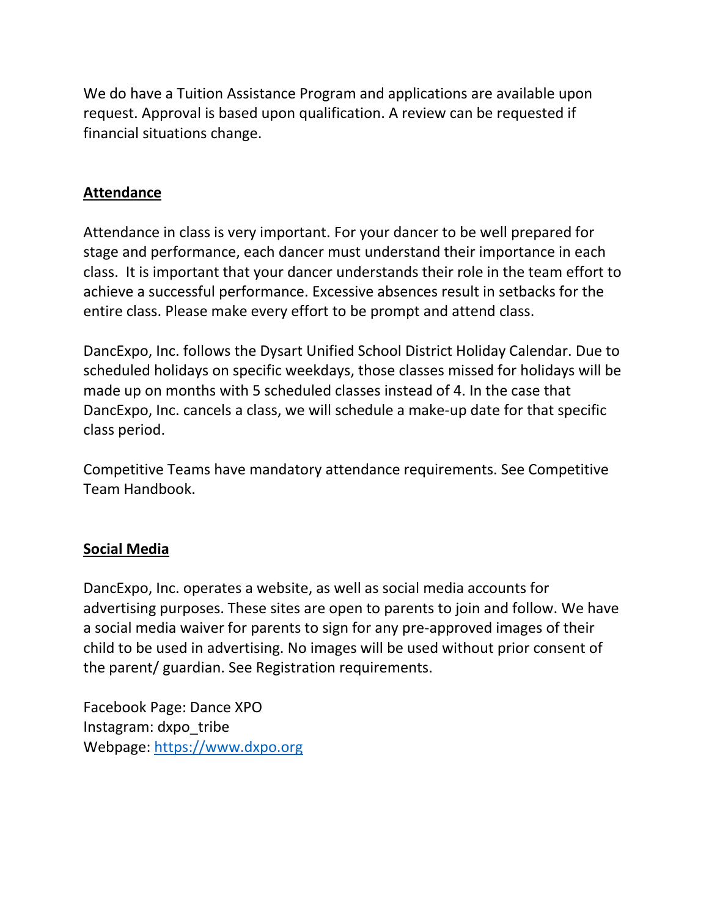We do have a Tuition Assistance Program and applications are available upon request. Approval is based upon qualification. A review can be requested if financial situations change.

## Attendance

Attendance in class is very important. For your dancer to be well prepared for stage and performance, each dancer must understand their importance in each class. It is important that your dancer understands their role in the team effort to achieve a successful performance. Excessive absences result in setbacks for the entire class. Please make every effort to be prompt and attend class.

DancExpo, Inc. follows the Dysart Unified School District Holiday Calendar. Due to scheduled holidays on specific weekdays, those classes missed for holidays will be made up on months with 5 scheduled classes instead of 4. In the case that DancExpo, Inc. cancels a class, we will schedule a make-up date for that specific class period.

Competitive Teams have mandatory attendance requirements. See Competitive Team Handbook.

## Social Media

DancExpo, Inc. operates a website, as well as social media accounts for advertising purposes. These sites are open to parents to join and follow. We have a social media waiver for parents to sign for any pre-approved images of their child to be used in advertising. No images will be used without prior consent of the parent/ guardian. See Registration requirements.

Facebook Page: Dance XPO
Instagram: dxpo_tribe
Webpage: [https://www.dxpo.org](https://www.dxpo.org)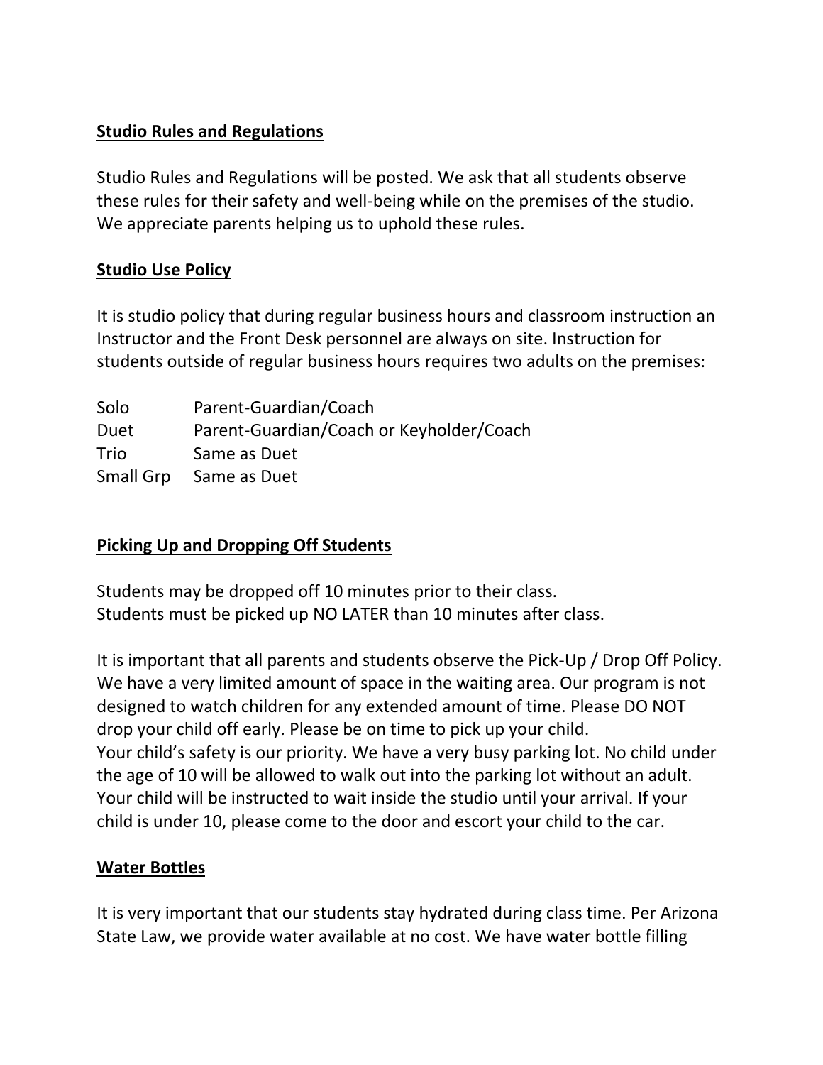## Studio Rules and Regulations

Studio Rules and Regulations will be posted. We ask that all students observe these rules for their safety and well-being while on the premises of the studio. We appreciate parents helping us to uphold these rules.

## Studio Use Policy

It is studio policy that during regular business hours and classroom instruction an Instructor and the Front Desk personnel are always on site. Instruction for students outside of regular business hours requires two adults on the premises:

| | |
|---|---|
| Solo | Parent-Guardian/Coach |
| Duet | Parent-Guardian/Coach or Keyholder/Coach |
| Trio | Same as Duet |
| Small Grp | Same as Duet |

## Picking Up and Dropping Off Students

Students may be dropped off 10 minutes prior to their class.
Students must be picked up NO LATER than 10 minutes after class.

It is important that all parents and students observe the Pick-Up / Drop Off Policy. We have a very limited amount of space in the waiting area. Our program is not designed to watch children for any extended amount of time. Please DO NOT drop your child off early. Please be on time to pick up your child.
Your child's safety is our priority. We have a very busy parking lot. No child under the age of 10 will be allowed to walk out into the parking lot without an adult. Your child will be instructed to wait inside the studio until your arrival. If your child is under 10, please come to the door and escort your child to the car.

## Water Bottles

It is very important that our students stay hydrated during class time. Per Arizona State Law, we provide water available at no cost. We have water bottle filling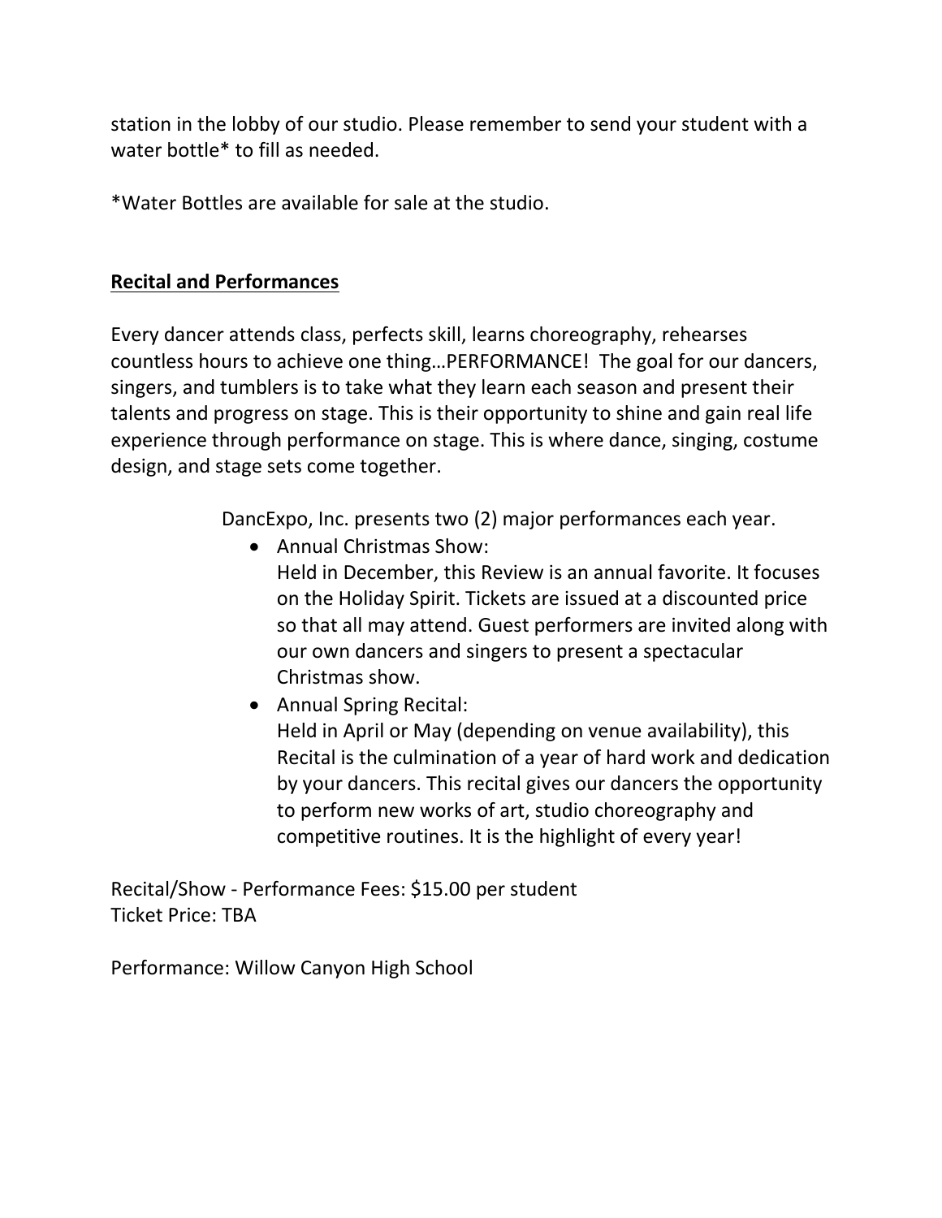station in the lobby of our studio. Please remember to send your student with a water bottle* to fill as needed.

*Water Bottles are available for sale at the studio.

## **Recital and Performances**

Every dancer attends class, perfects skill, learns choreography, rehearses countless hours to achieve one thing…PERFORMANCE!  The goal for our dancers, singers, and tumblers is to take what they learn each season and present their talents and progress on stage. This is their opportunity to shine and gain real life experience through performance on stage. This is where dance, singing, costume design, and stage sets come together.

DancExpo, Inc. presents two (2) major performances each year.

- Annual Christmas Show:
  Held in December, this Review is an annual favorite. It focuses on the Holiday Spirit. Tickets are issued at a discounted price so that all may attend. Guest performers are invited along with our own dancers and singers to present a spectacular Christmas show.
- Annual Spring Recital:
  Held in April or May (depending on venue availability), this Recital is the culmination of a year of hard work and dedication by your dancers. This recital gives our dancers the opportunity to perform new works of art, studio choreography and competitive routines. It is the highlight of every year!

Recital/Show - Performance Fees: $15.00 per student
Ticket Price: TBA

Performance: Willow Canyon High School